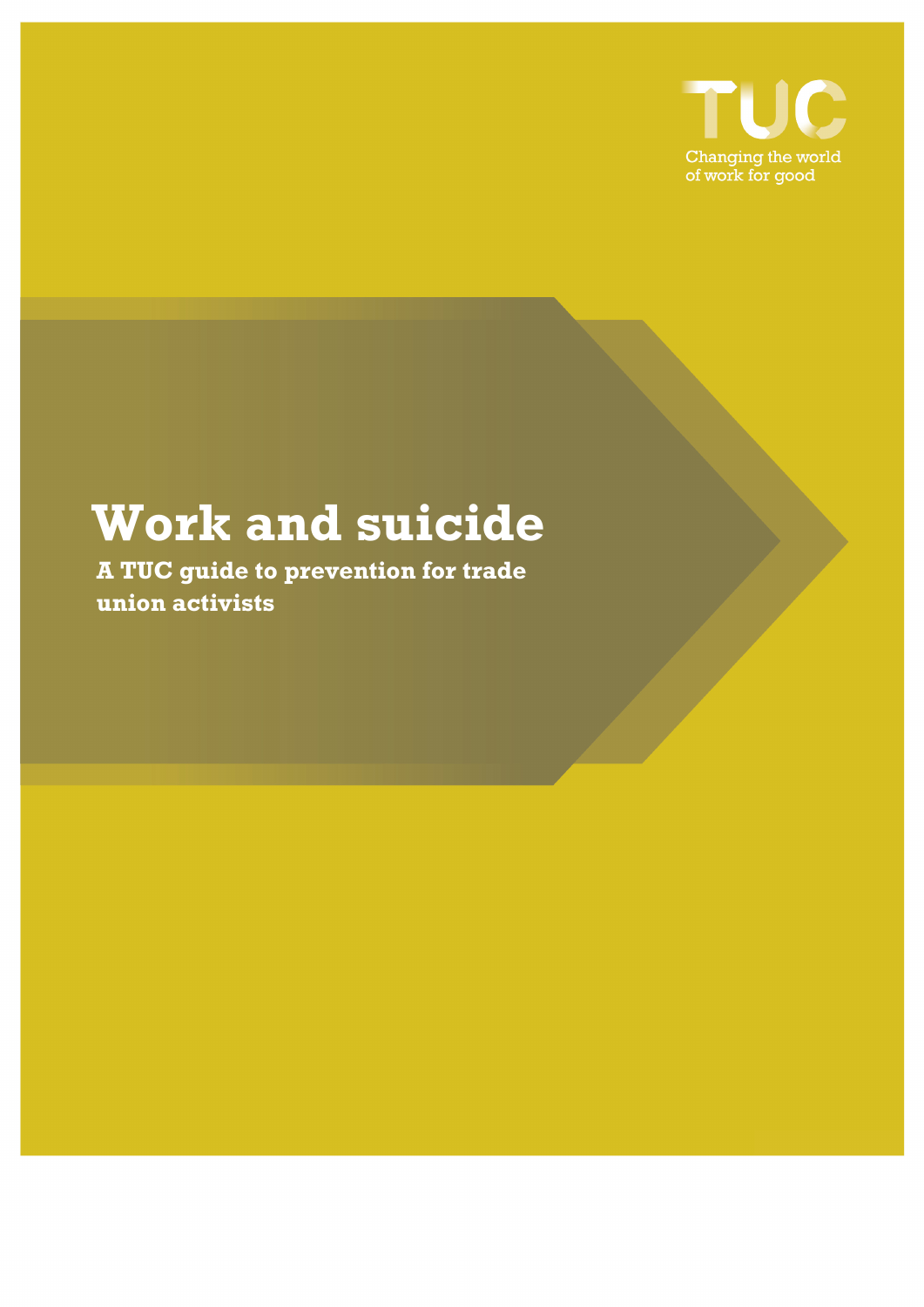TUC

Changing the world of work for good

# Work and suicide

**A TUC guide to prevention for trade union activists**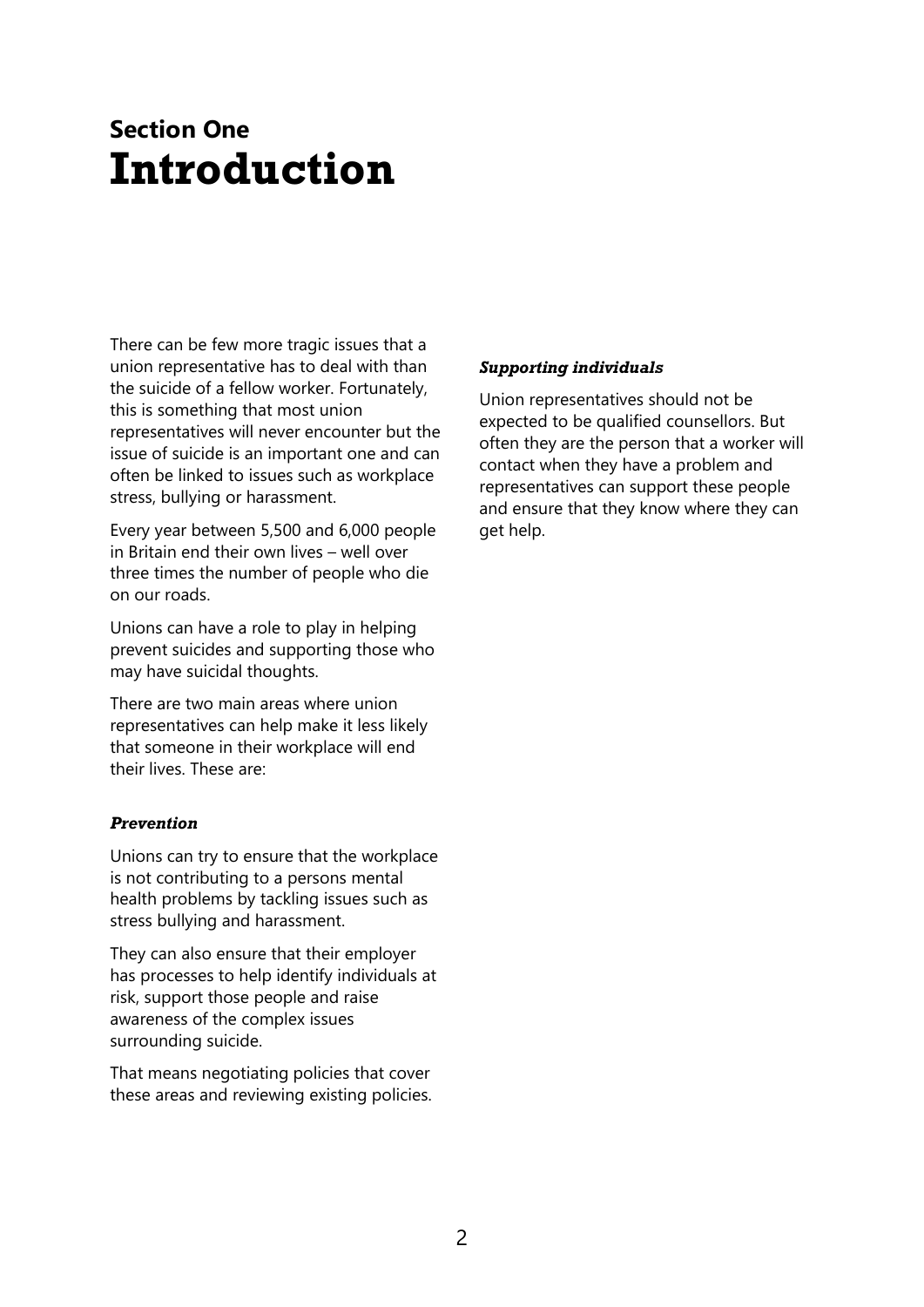# Section One
# Introduction

There can be few more tragic issues that a union representative has to deal with than the suicide of a fellow worker. Fortunately, this is something that most union representatives will never encounter but the issue of suicide is an important one and can often be linked to issues such as workplace stress, bullying or harassment.

Every year between 5,500 and 6,000 people in Britain end their own lives – well over three times the number of people who die on our roads.

Unions can have a role to play in helping prevent suicides and supporting those who may have suicidal thoughts.

There are two main areas where union representatives can help make it less likely that someone in their workplace will end their lives. These are:

### *Prevention*

Unions can try to ensure that the workplace is not contributing to a persons mental health problems by tackling issues such as stress bullying and harassment.

They can also ensure that their employer has processes to help identify individuals at risk, support those people and raise awareness of the complex issues surrounding suicide.

That means negotiating policies that cover these areas and reviewing existing policies.

### *Supporting individuals*

Union representatives should not be expected to be qualified counsellors. But often they are the person that a worker will contact when they have a problem and representatives can support these people and ensure that they know where they can get help.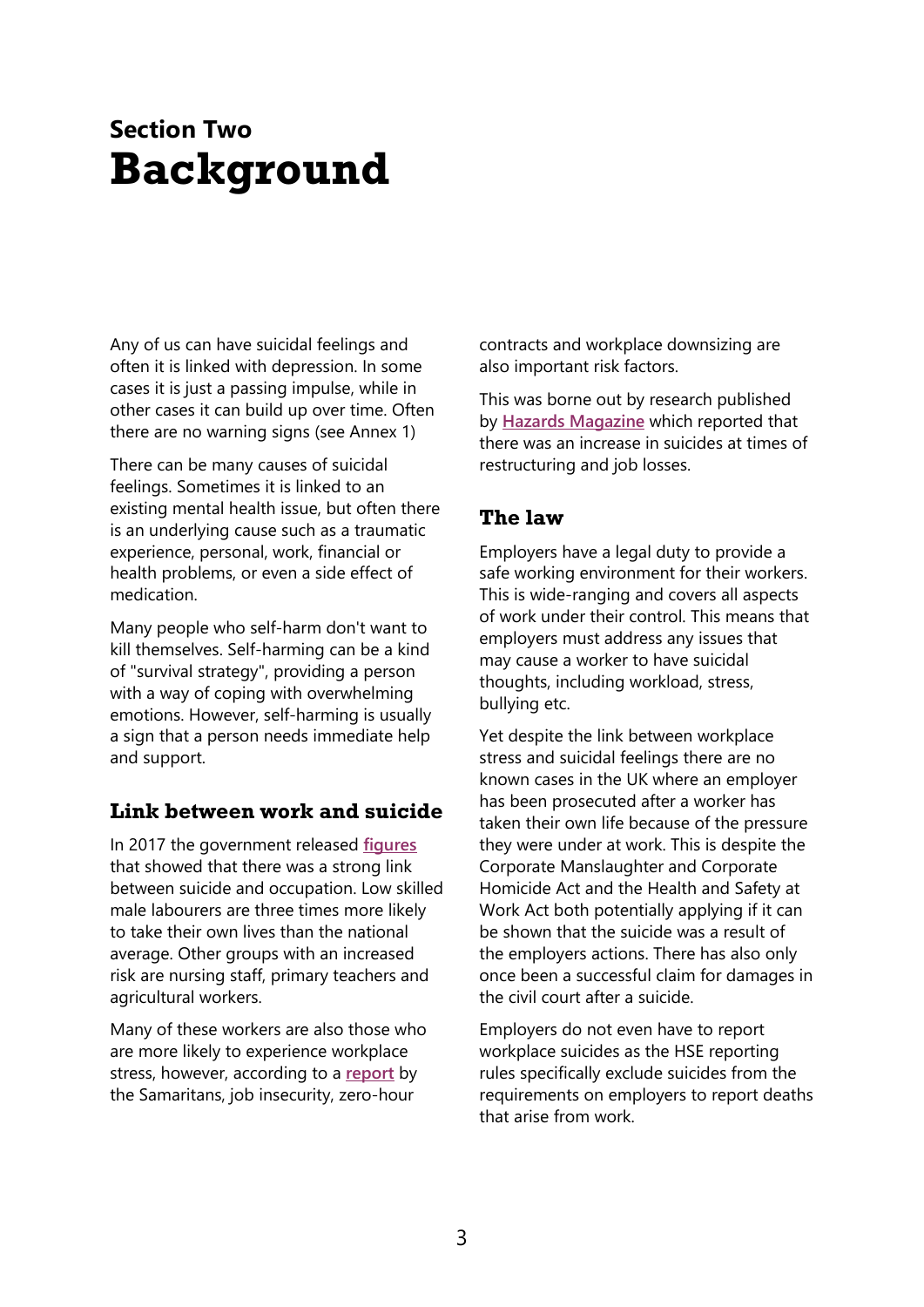## Section Two

# Background

Any of us can have suicidal feelings and often it is linked with depression. In some cases it is just a passing impulse, while in other cases it can build up over time. Often there are no warning signs (see Annex 1)

There can be many causes of suicidal feelings. Sometimes it is linked to an existing mental health issue, but often there is an underlying cause such as a traumatic experience, personal, work, financial or health problems, or even a side effect of medication.

Many people who self-harm don't want to kill themselves. Self-harming can be a kind of "survival strategy", providing a person with a way of coping with overwhelming emotions. However, self-harming is usually a sign that a person needs immediate help and support.

### Link between work and suicide

In 2017 the government released **figures** that showed that there was a strong link between suicide and occupation. Low skilled male labourers are three times more likely to take their own lives than the national average. Other groups with an increased risk are nursing staff, primary teachers and agricultural workers.

Many of these workers are also those who are more likely to experience workplace stress, however, according to a **report** by the Samaritans, job insecurity, zero-hour contracts and workplace downsizing are also important risk factors.

This was borne out by research published by **Hazards Magazine** which reported that there was an increase in suicides at times of restructuring and job losses.

### The law

Employers have a legal duty to provide a safe working environment for their workers. This is wide-ranging and covers all aspects of work under their control. This means that employers must address any issues that may cause a worker to have suicidal thoughts, including workload, stress, bullying etc.

Yet despite the link between workplace stress and suicidal feelings there are no known cases in the UK where an employer has been prosecuted after a worker has taken their own life because of the pressure they were under at work. This is despite the Corporate Manslaughter and Corporate Homicide Act and the Health and Safety at Work Act both potentially applying if it can be shown that the suicide was a result of the employers actions. There has also only once been a successful claim for damages in the civil court after a suicide.

Employers do not even have to report workplace suicides as the HSE reporting rules specifically exclude suicides from the requirements on employers to report deaths that arise from work.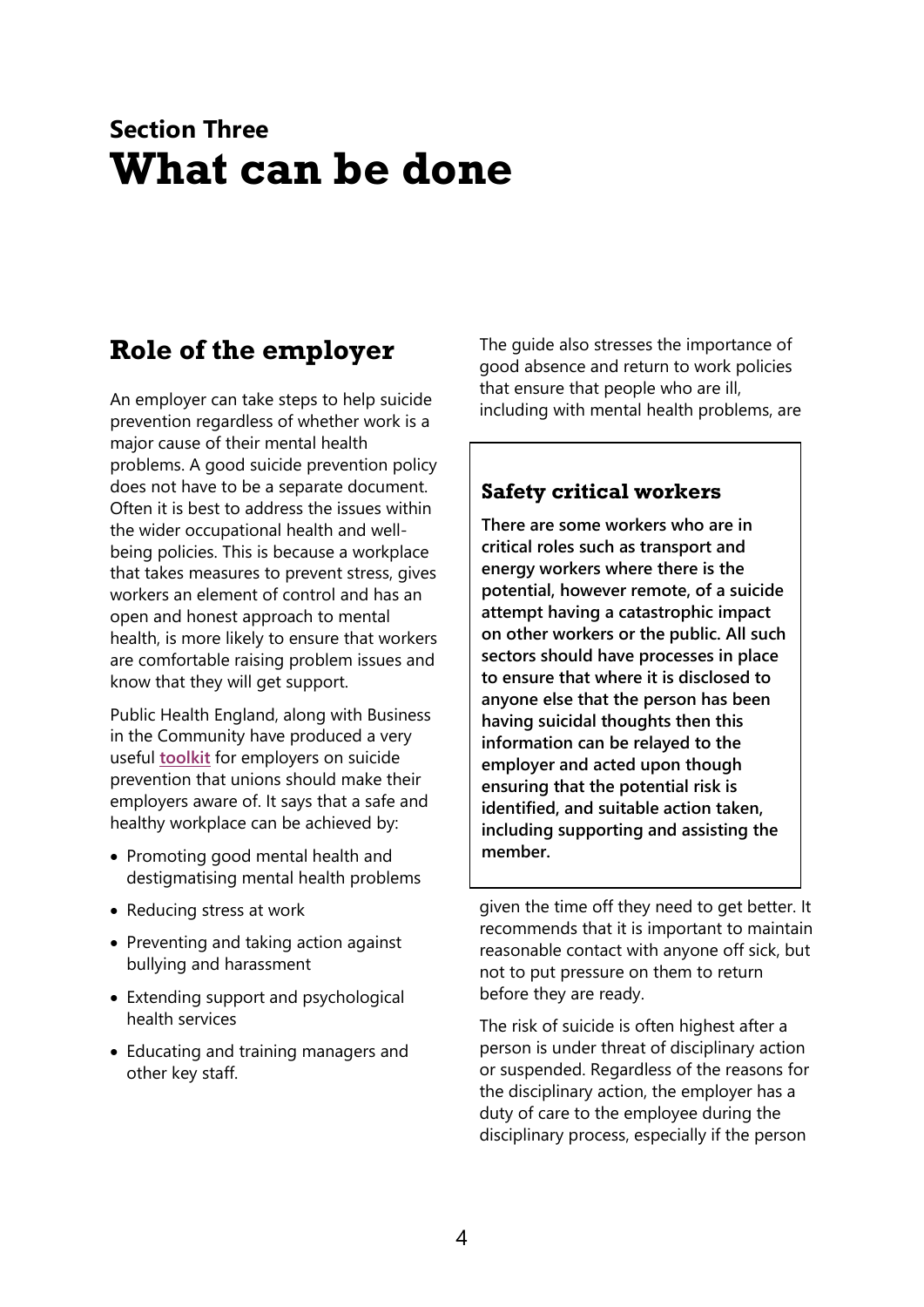## Section Three

# What can be done

## Role of the employer

An employer can take steps to help suicide prevention regardless of whether work is a major cause of their mental health problems. A good suicide prevention policy does not have to be a separate document. Often it is best to address the issues within the wider occupational health and well-being policies. This is because a workplace that takes measures to prevent stress, gives workers an element of control and has an open and honest approach to mental health, is more likely to ensure that workers are comfortable raising problem issues and know that they will get support.

Public Health England, along with Business in the Community have produced a very useful **toolkit** for employers on suicide prevention that unions should make their employers aware of. It says that a safe and healthy workplace can be achieved by:

- Promoting good mental health and destigmatising mental health problems
- Reducing stress at work
- Preventing and taking action against bullying and harassment
- Extending support and psychological health services
- Educating and training managers and other key staff.

The guide also stresses the importance of good absence and return to work policies that ensure that people who are ill, including with mental health problems, are given the time off they need to get better. It recommends that it is important to maintain reasonable contact with anyone off sick, but not to put pressure on them to return before they are ready.

The risk of suicide is often highest after a person is under threat of disciplinary action or suspended. Regardless of the reasons for the disciplinary action, the employer has a duty of care to the employee during the disciplinary process, especially if the person

### Safety critical workers

**There are some workers who are in critical roles such as transport and energy workers where there is the potential, however remote, of a suicide attempt having a catastrophic impact on other workers or the public. All such sectors should have processes in place to ensure that where it is disclosed to anyone else that the person has been having suicidal thoughts then this information can be relayed to the employer and acted upon though ensuring that the potential risk is identified, and suitable action taken, including supporting and assisting the member.**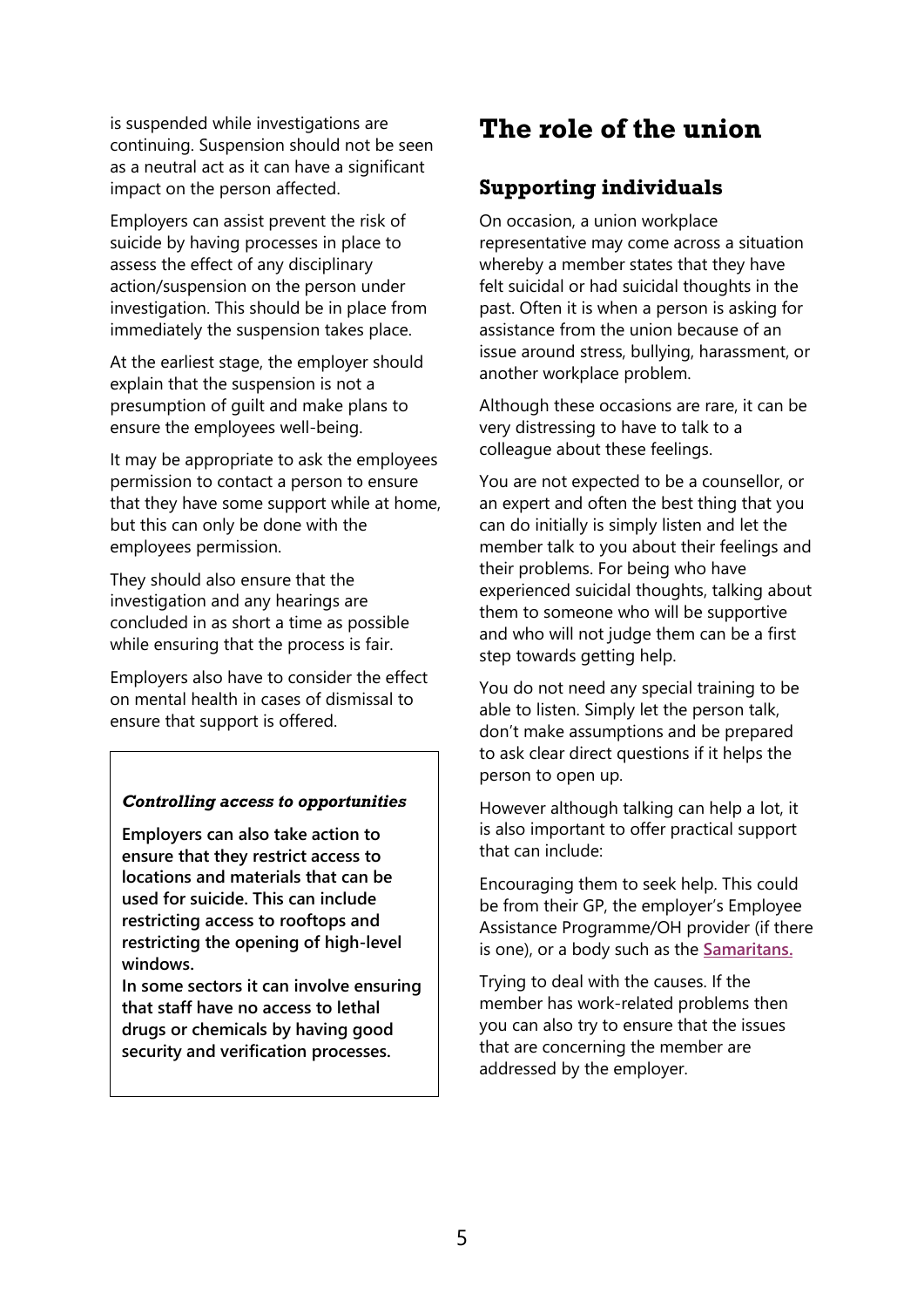is suspended while investigations are continuing. Suspension should not be seen as a neutral act as it can have a significant impact on the person affected.

Employers can assist prevent the risk of suicide by having processes in place to assess the effect of any disciplinary action/suspension on the person under investigation. This should be in place from immediately the suspension takes place.

At the earliest stage, the employer should explain that the suspension is not a presumption of guilt and make plans to ensure the employees well-being.

It may be appropriate to ask the employees permission to contact a person to ensure that they have some support while at home, but this can only be done with the employees permission.

They should also ensure that the investigation and any hearings are concluded in as short a time as possible while ensuring that the process is fair.

Employers also have to consider the effect on mental health in cases of dismissal to ensure that support is offered.

> ***Controlling access to opportunities***
>
> **Employers can also take action to ensure that they restrict access to locations and materials that can be used for suicide. This can include restricting access to rooftops and restricting the opening of high-level windows.**
>
> **In some sectors it can involve ensuring that staff have no access to lethal drugs or chemicals by having good security and verification processes.**

# The role of the union

## Supporting individuals

On occasion, a union workplace representative may come across a situation whereby a member states that they have felt suicidal or had suicidal thoughts in the past. Often it is when a person is asking for assistance from the union because of an issue around stress, bullying, harassment, or another workplace problem.

Although these occasions are rare, it can be very distressing to have to talk to a colleague about these feelings.

You are not expected to be a counsellor, or an expert and often the best thing that you can do initially is simply listen and let the member talk to you about their feelings and their problems. For being who have experienced suicidal thoughts, talking about them to someone who will be supportive and who will not judge them can be a first step towards getting help.

You do not need any special training to be able to listen. Simply let the person talk, don't make assumptions and be prepared to ask clear direct questions if it helps the person to open up.

However although talking can help a lot, it is also important to offer practical support that can include:

Encouraging them to seek help. This could be from their GP, the employer's Employee Assistance Programme/OH provider (if there is one), or a body such as the **Samaritans.**

Trying to deal with the causes. If the member has work-related problems then you can also try to ensure that the issues that are concerning the member are addressed by the employer.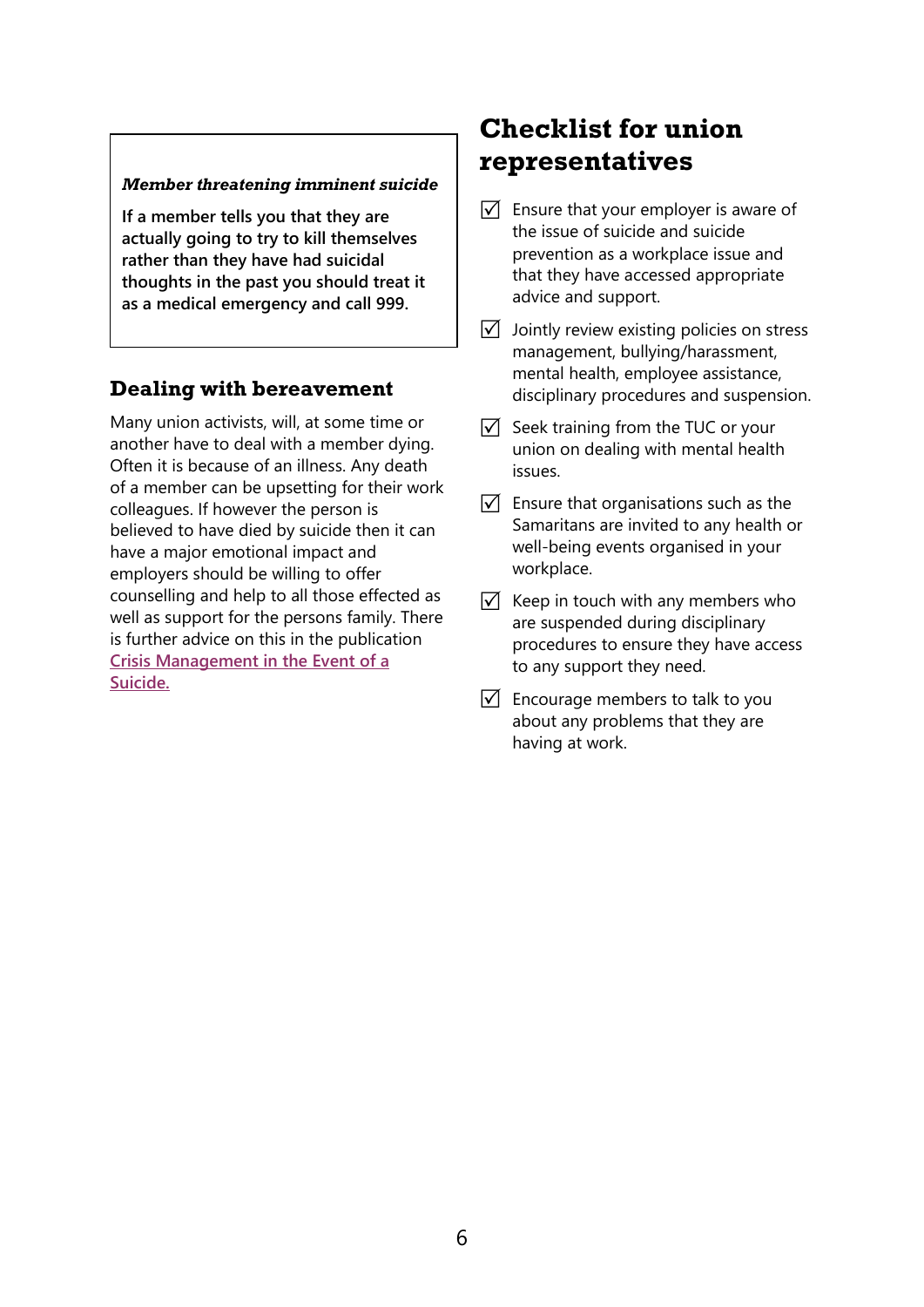*Member threatening imminent suicide*

**If a member tells you that they are actually going to try to kill themselves rather than they have had suicidal thoughts in the past you should treat it as a medical emergency and call 999.**

## Dealing with bereavement

Many union activists, will, at some time or another have to deal with a member dying. Often it is because of an illness. Any death of a member can be upsetting for their work colleagues. If however the person is believed to have died by suicide then it can have a major emotional impact and employers should be willing to offer counselling and help to all those effected as well as support for the persons family. There is further advice on this in the publication Crisis Management in the Event of a Suicide.

## Checklist for union representatives

- ☑ Ensure that your employer is aware of the issue of suicide and suicide prevention as a workplace issue and that they have accessed appropriate advice and support.
- ☑ Jointly review existing policies on stress management, bullying/harassment, mental health, employee assistance, disciplinary procedures and suspension.
- ☑ Seek training from the TUC or your union on dealing with mental health issues.
- ☑ Ensure that organisations such as the Samaritans are invited to any health or well-being events organised in your workplace.
- ☑ Keep in touch with any members who are suspended during disciplinary procedures to ensure they have access to any support they need.
- ☑ Encourage members to talk to you about any problems that they are having at work.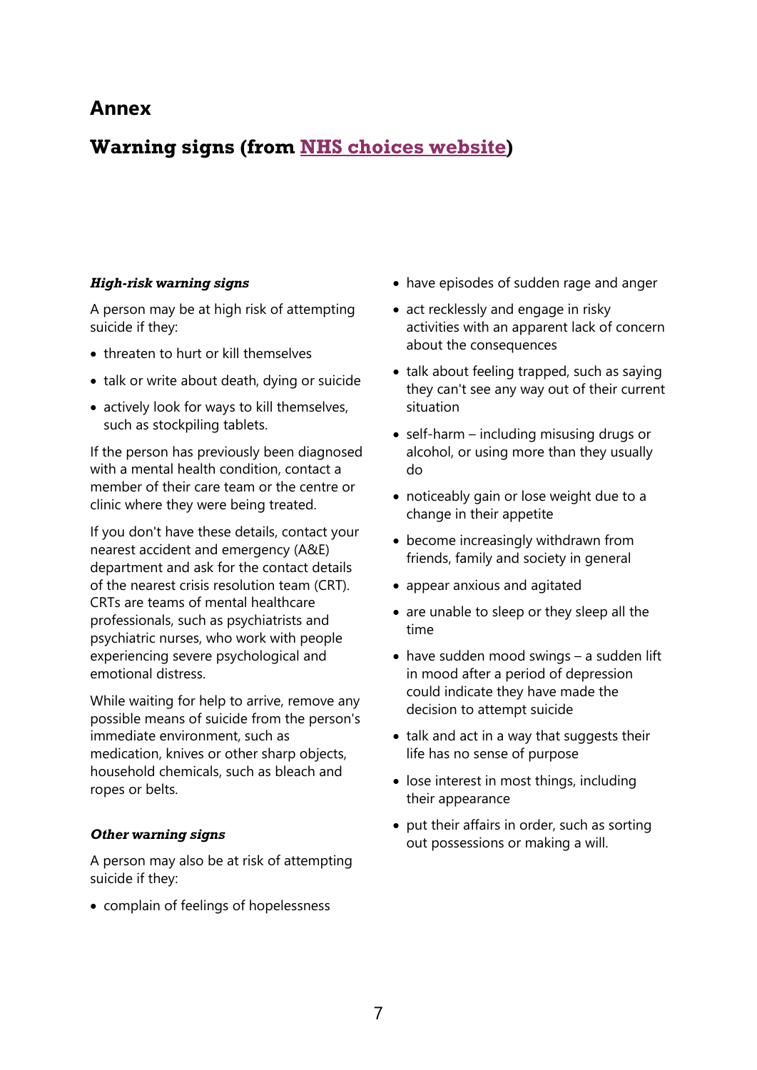# Annex

## Warning signs (from NHS choices website)

***High-risk warning signs***

A person may be at high risk of attempting suicide if they:

- threaten to hurt or kill themselves
- talk or write about death, dying or suicide
- actively look for ways to kill themselves, such as stockpiling tablets.

If the person has previously been diagnosed with a mental health condition, contact a member of their care team or the centre or clinic where they were being treated.

If you don't have these details, contact your nearest accident and emergency (A&E) department and ask for the contact details of the nearest crisis resolution team (CRT). CRTs are teams of mental healthcare professionals, such as psychiatrists and psychiatric nurses, who work with people experiencing severe psychological and emotional distress.

While waiting for help to arrive, remove any possible means of suicide from the person's immediate environment, such as medication, knives or other sharp objects, household chemicals, such as bleach and ropes or belts.

***Other warning signs***

A person may also be at risk of attempting suicide if they:

- complain of feelings of hopelessness
- have episodes of sudden rage and anger
- act recklessly and engage in risky activities with an apparent lack of concern about the consequences
- talk about feeling trapped, such as saying they can't see any way out of their current situation
- self-harm – including misusing drugs or alcohol, or using more than they usually do
- noticeably gain or lose weight due to a change in their appetite
- become increasingly withdrawn from friends, family and society in general
- appear anxious and agitated
- are unable to sleep or they sleep all the time
- have sudden mood swings – a sudden lift in mood after a period of depression could indicate they have made the decision to attempt suicide
- talk and act in a way that suggests their life has no sense of purpose
- lose interest in most things, including their appearance
- put their affairs in order, such as sorting out possessions or making a will.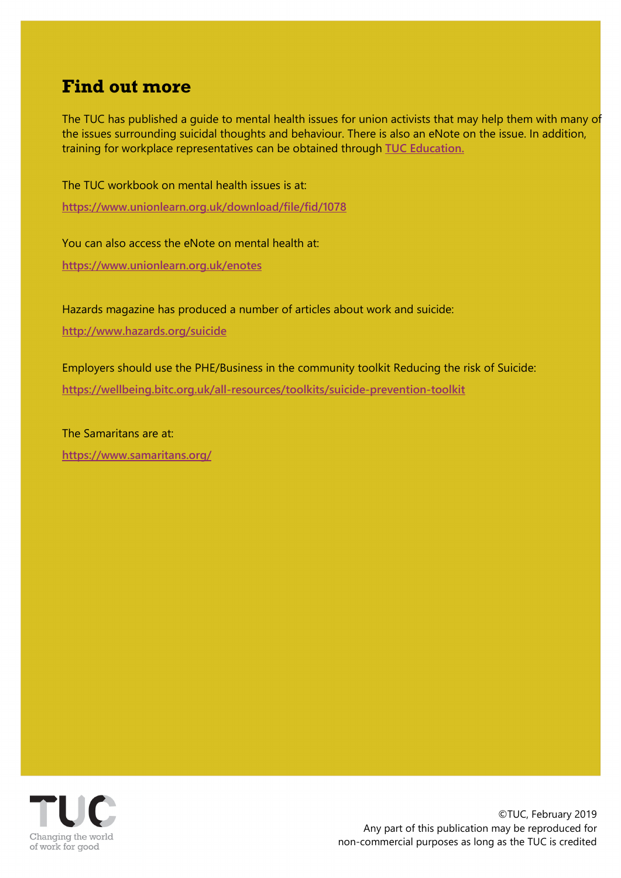## Find out more

The TUC has published a guide to mental health issues for union activists that may help them with many of the issues surrounding suicidal thoughts and behaviour. There is also an eNote on the issue. In addition, training for workplace representatives can be obtained through [TUC Education.]()

The TUC workbook on mental health issues is at:

[https://www.unionlearn.org.uk/download/file/fid/1078](https://www.unionlearn.org.uk/download/file/fid/1078)

You can also access the eNote on mental health at:

[https://www.unionlearn.org.uk/enotes](https://www.unionlearn.org.uk/enotes)

Hazards magazine has produced a number of articles about work and suicide:

[http://www.hazards.org/suicide](http://www.hazards.org/suicide)

Employers should use the PHE/Business in the community toolkit Reducing the risk of Suicide:

[https://wellbeing.bitc.org.uk/all-resources/toolkits/suicide-prevention-toolkit](https://wellbeing.bitc.org.uk/all-resources/toolkits/suicide-prevention-toolkit)

The Samaritans are at:

[https://www.samaritans.org/](https://www.samaritans.org/)

TUC
Changing the world of work for good

©TUC, February 2019
Any part of this publication may be reproduced for non-commercial purposes as long as the TUC is credited